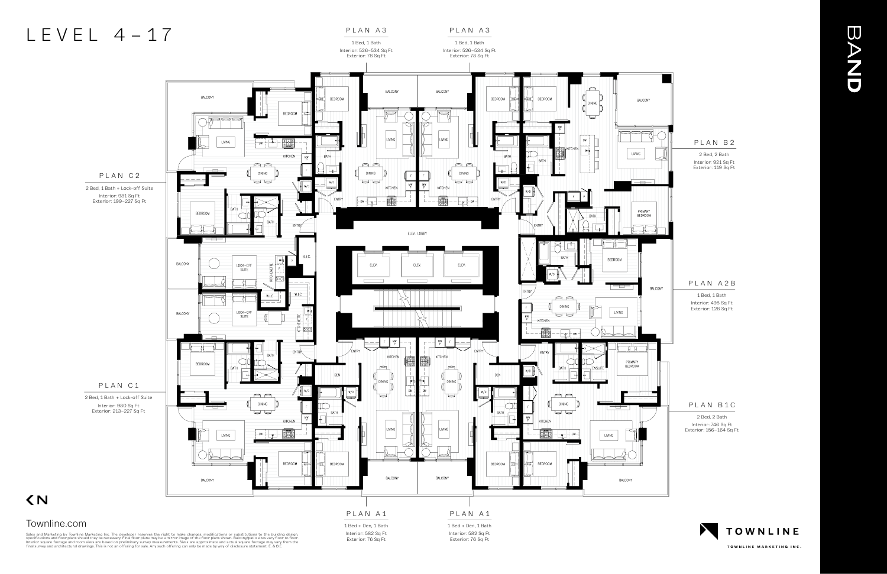# LEVEL 4–17

BAND

## PLAN A3

1 Bed, 1 Bath
Interior: 526–534 Sq Ft
Exterior: 78 Sq Ft

## PLAN A3

1 Bed, 1 Bath
Interior: 526–534 Sq Ft
Exterior: 78 Sq Ft

## PLAN C2

2 Bed, 1 Bath + Lock-off Suite
Interior: 981 Sq Ft
Exterior: 199–227 Sq Ft

## PLAN B2

2 Bed, 2 Bath
Interior: 921 Sq Ft
Exterior: 119 Sq Ft

## PLAN A2B

1 Bed, 1 Bath
Interior: 498 Sq Ft
Exterior: 128 Sq Ft

## PLAN C1

2 Bed, 1 Bath + Lock-off Suite
Interior: 980 Sq Ft
Exterior: 213–227 Sq Ft

## PLAN B1C

2 Bed, 2 Bath
Interior: 746 Sq Ft
Exterior: 156–164 Sq Ft

## PLAN A1

1 Bed + Den, 1 Bath
Interior: 582 Sq Ft
Exterior: 76 Sq Ft

## PLAN A1

1 Bed + Den, 1 Bath
Interior: 582 Sq Ft
Exterior: 76 Sq Ft

N

Townline.com

Sales and Marketing by Townline Marketing Inc. The developer reserves the right to make changes, modifications or substitutions to the building design, specifications and floor plans should they be necessary. Final floor plans may be a mirror image of the floor plans shown. Balcony/patio sizes vary floor to floor. Interior square footage and room sizes are based on preliminary survey measurements. Sizes are approximate and actual square footage may vary from the final survey and architectural drawings. This is not an offering for sale. Any such offering can only be made by way of disclosure statement. E. & O.E.

TOWNLINE
TOWNLINE MARKETING INC.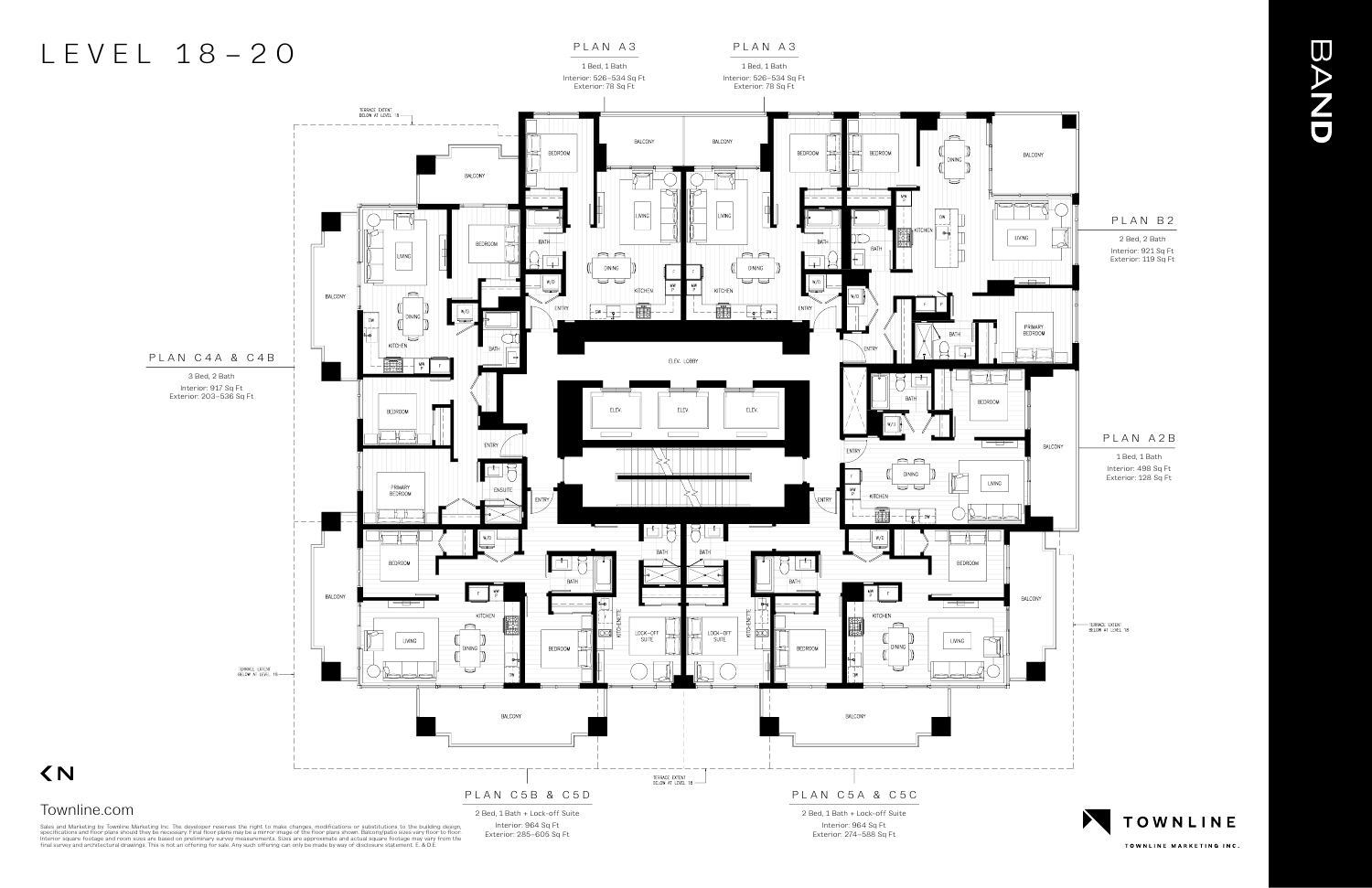# LEVEL 18–20

**PLAN A3**

1 Bed, 1 Bath
Interior: 526–534 Sq Ft
Exterior: 78 Sq Ft

**PLAN A3**

1 Bed, 1 Bath
Interior: 526–534 Sq Ft
Exterior: 78 Sq Ft

**PLAN B2**

2 Bed, 2 Bath
Interior: 921 Sq Ft
Exterior: 119 Sq Ft

**PLAN A2B**

1 Bed, 1 Bath
Interior: 498 Sq Ft
Exterior: 128 Sq Ft

**PLAN C4A & C4B**

3 Bed, 2 Bath
Interior: 917 Sq Ft
Exterior: 203–536 Sq Ft

**PLAN C5B & C5D**

2 Bed, 1 Bath + Lock-off Suite
Interior: 964 Sq Ft
Exterior: 285–605 Sq Ft

**PLAN C5A & C5C**

2 Bed, 1 Bath + Lock-off Suite
Interior: 964 Sq Ft
Exterior: 274–588 Sq Ft

TERRACE EXTENT BELOW AT LEVEL 18

BALCONY · BEDROOM · LIVING · DINING · KITCHEN · BATH · ENTRY · W/D · PRIMARY BEDROOM · ENSUITE · ELEV. LOBBY · ELEV. · LOCK-OFF SUITE · KITCHENETTE

BAND

Townline.com

Sales and Marketing by Townline Marketing Inc. The developer reserves the right to make changes, modifications or substitutions to the building design, specifications and floor plans should they be necessary. Final floor plans may be a mirror image of the floor plans shown. Balcony/patio sizes vary floor to floor. Interior square footage and room sizes are based on preliminary survey measurements. Sizes are approximate and actual square footage may vary from the final survey and architectural drawings. This is not an offering for sale. Any such offering can only be made by way of disclosure statement. E. & O.E.

TOWNLINE
TOWNLINE MARKETING INC.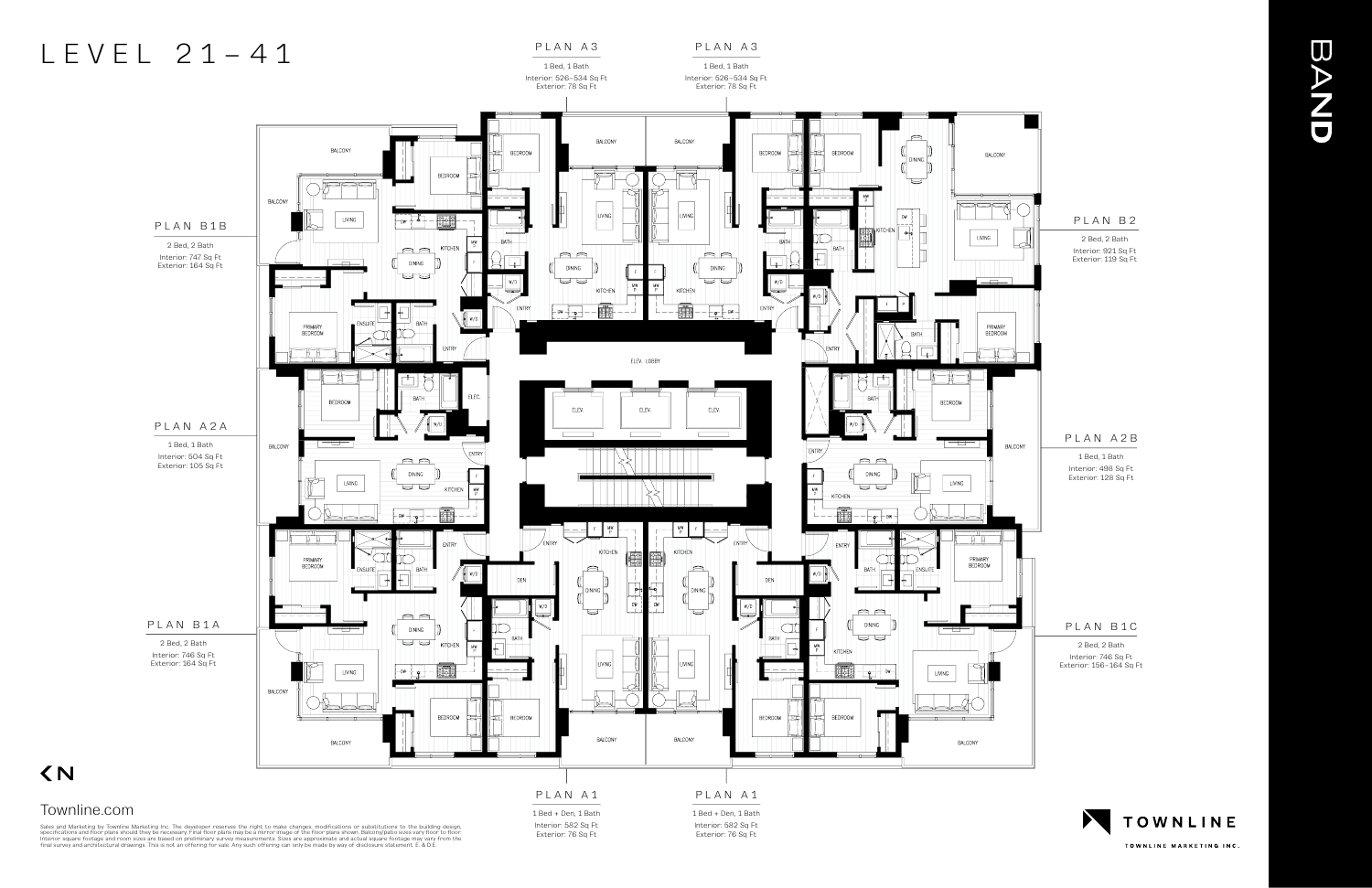# LEVEL 21–41

BAND

## PLAN A3

1 Bed, 1 Bath
Interior: 526–534 Sq Ft
Exterior: 78 Sq Ft

## PLAN A3

1 Bed, 1 Bath
Interior: 526–534 Sq Ft
Exterior: 78 Sq Ft

## PLAN B1B

2 Bed, 2 Bath
Interior: 747 Sq Ft
Exterior: 164 Sq Ft

## PLAN B2

2 Bed, 2 Bath
Interior: 921 Sq Ft
Exterior: 119 Sq Ft

## PLAN A2A

1 Bed, 1 Bath
Interior: 504 Sq Ft
Exterior: 105 Sq Ft

## PLAN A2B

1 Bed, 1 Bath
Interior: 498 Sq Ft
Exterior: 128 Sq Ft

## PLAN B1A

2 Bed, 2 Bath
Interior: 746 Sq Ft
Exterior: 164 Sq Ft

## PLAN B1C

2 Bed, 2 Bath
Interior: 746 Sq Ft
Exterior: 156–164 Sq Ft

## PLAN A1

1 Bed + Den, 1 Bath
Interior: 582 Sq Ft
Exterior: 76 Sq Ft

## PLAN A1

1 Bed + Den, 1 Bath
Interior: 582 Sq Ft
Exterior: 76 Sq Ft

Townline.com

Sales and Marketing by Townline Marketing Inc. The developer reserves the right to make changes, modifications or substitutions to the building design, specifications and floor plans should they be necessary. Final floor plans may be a mirror image of the floor plans shown. Balcony/patio sizes vary floor to floor. Interior square footage and room sizes are based on preliminary survey measurements. Sizes are approximate and actual square footage may vary from the final survey and architectural drawings. This is not an offering for sale. Any such offering can only be made by way of disclosure statement. E. & O.E.

TOWNLINE
TOWNLINE MARKETING INC.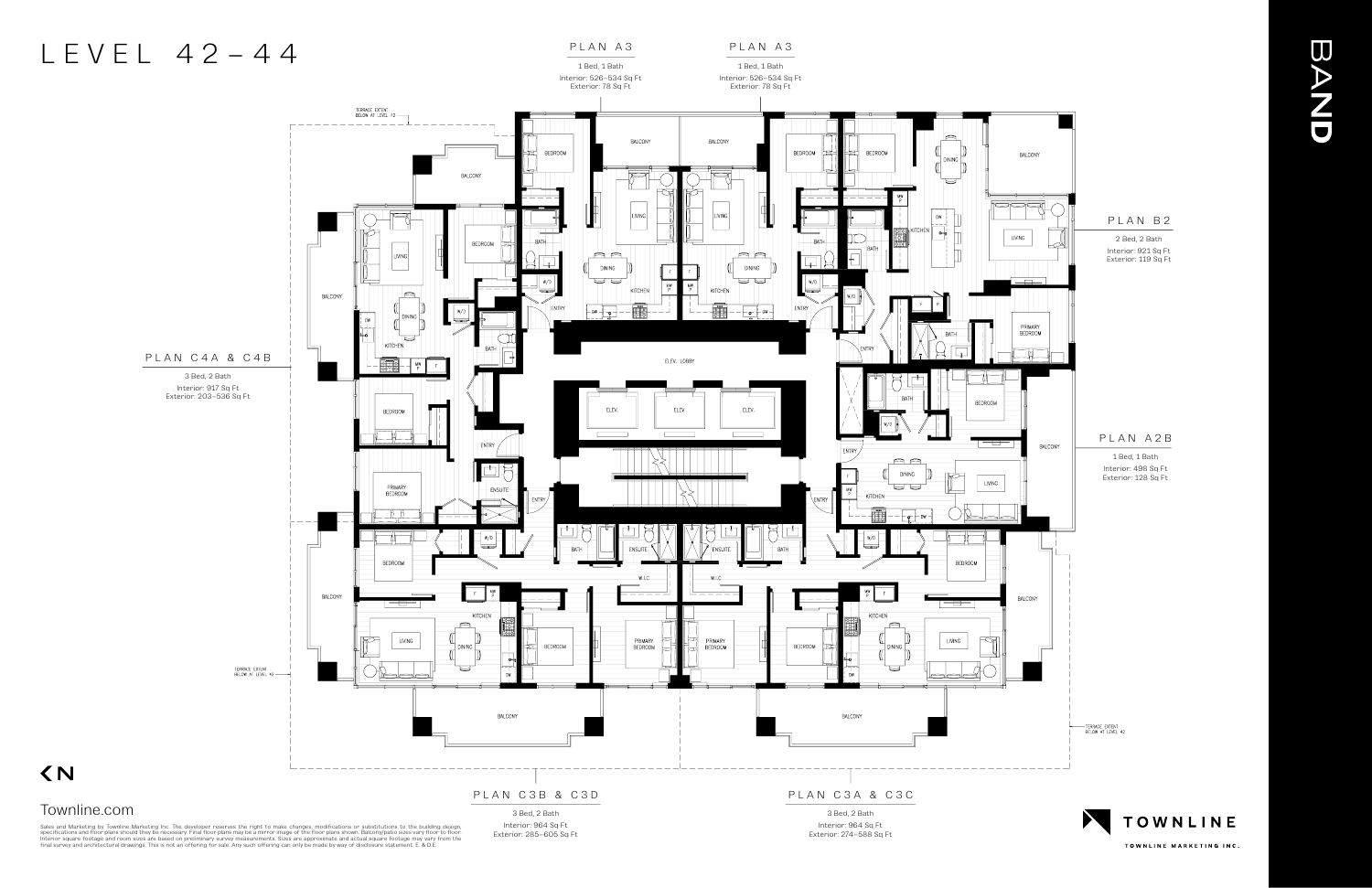# LEVEL 42–44

BAND

## PLAN A3

1 Bed, 1 Bath

Interior: 526–534 Sq Ft
Exterior: 78 Sq Ft

## PLAN A3

1 Bed, 1 Bath

Interior: 526–534 Sq Ft
Exterior: 78 Sq Ft

## PLAN B2

2 Bed, 2 Bath

Interior: 921 Sq Ft
Exterior: 119 Sq Ft

## PLAN C4A & C4B

3 Bed, 2 Bath

Interior: 917 Sq Ft
Exterior: 203–536 Sq Ft

## PLAN A2B

1 Bed, 1 Bath

Interior: 498 Sq Ft
Exterior: 128 Sq Ft

## PLAN C3B & C3D

3 Bed, 2 Bath

Interior: 964 Sq Ft
Exterior: 285–605 Sq Ft

## PLAN C3A & C3C

3 Bed, 2 Bath

Interior: 964 Sq Ft
Exterior: 274–588 Sq Ft

TERRACE EXTENT BELOW AT LEVEL 42

BALCONY
BEDROOM
LIVING
DINING
KITCHEN
BATH
ENTRY
W/D
PRIMARY BEDROOM
ENSUITE
W.I.C.
ELEV. LOBBY
ELEV.
DW
MW
F

N

Townline.com

Sales and Marketing by Townline Marketing Inc. The developer reserves the right to make changes, modifications or substitutions to the building design, specifications and floor plans should they be necessary. Final floor plans may be a mirror image of the floor plans shown. Balcony/patio sizes vary floor to floor. Interior square footage and room sizes are based on preliminary survey measurements. Sizes are approximate and actual square footage may vary from the final survey and architectural drawings. This is not an offering for sale. Any such offering can only be made by way of disclosure statement. E. & O.E.

TOWNLINE

TOWNLINE MARKETING INC.